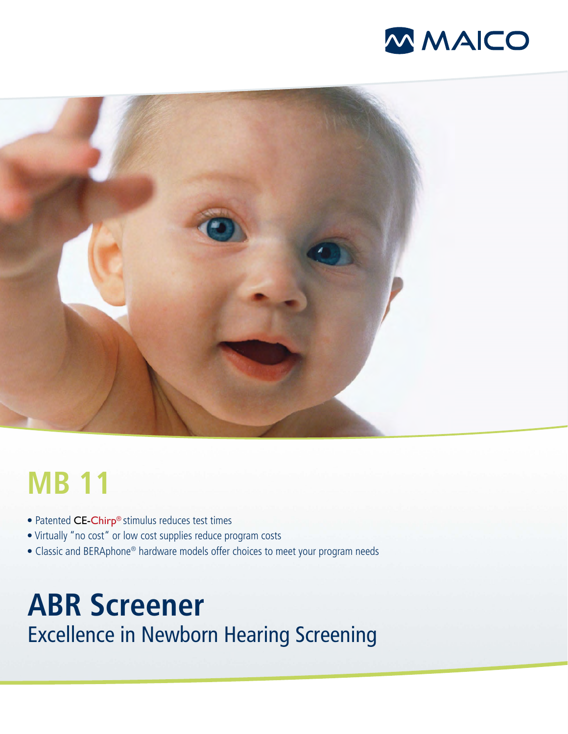MAICO

# MB 11

- Patented CE-Chirp® stimulus reduces test times
- Virtually "no cost" or low cost supplies reduce program costs
- Classic and BERAphone® hardware models offer choices to meet your program needs

# ABR Screener

## Excellence in Newborn Hearing Screening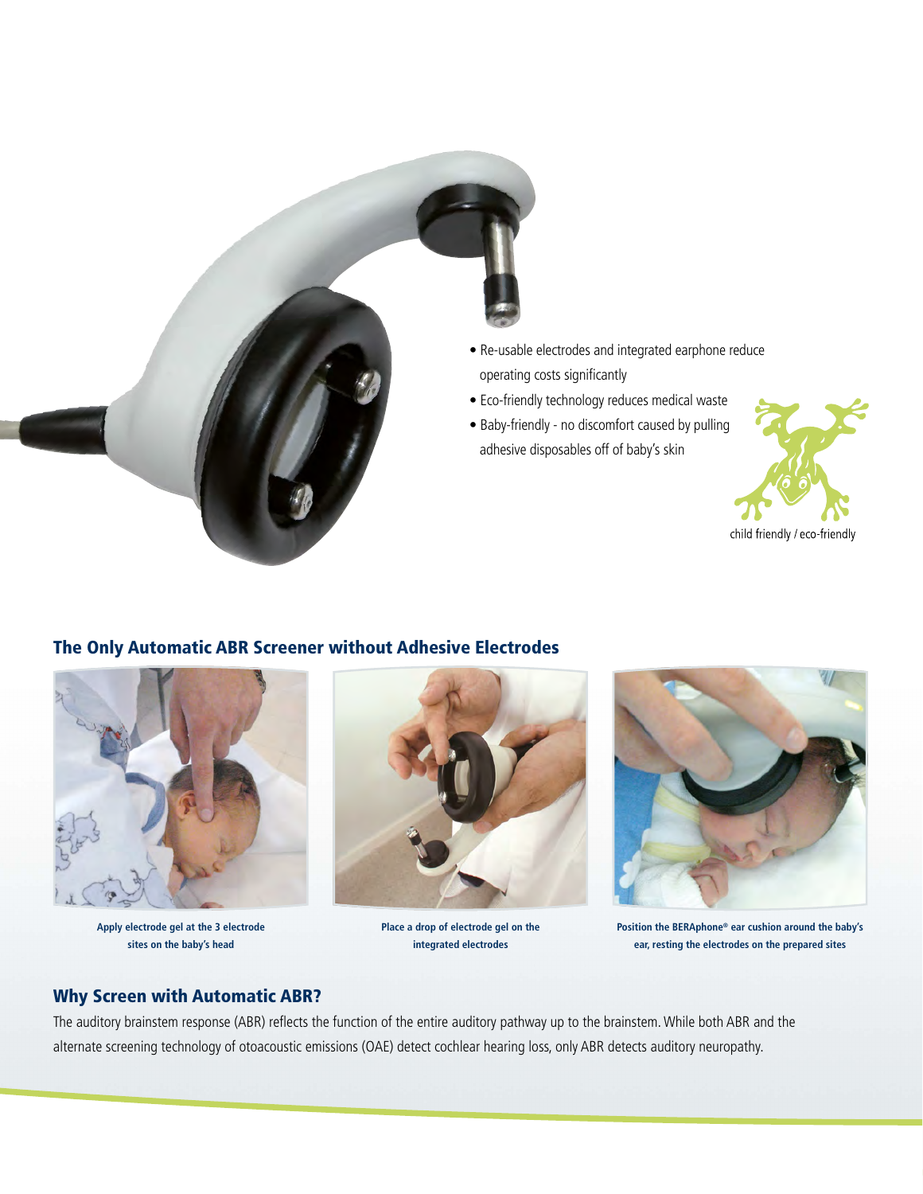- Re-usable electrodes and integrated earphone reduce operating costs significantly
- Eco-friendly technology reduces medical waste
- Baby-friendly - no discomfort caused by pulling adhesive disposables off of baby's skin

child friendly / eco-friendly

## The Only Automatic ABR Screener without Adhesive Electrodes

**Apply electrode gel at the 3 electrode sites on the baby's head**

**Place a drop of electrode gel on the integrated electrodes**

**Position the BERAphone® ear cushion around the baby's ear, resting the electrodes on the prepared sites**

## Why Screen with Automatic ABR?

The auditory brainstem response (ABR) reflects the function of the entire auditory pathway up to the brainstem. While both ABR and the alternate screening technology of otoacoustic emissions (OAE) detect cochlear hearing loss, only ABR detects auditory neuropathy.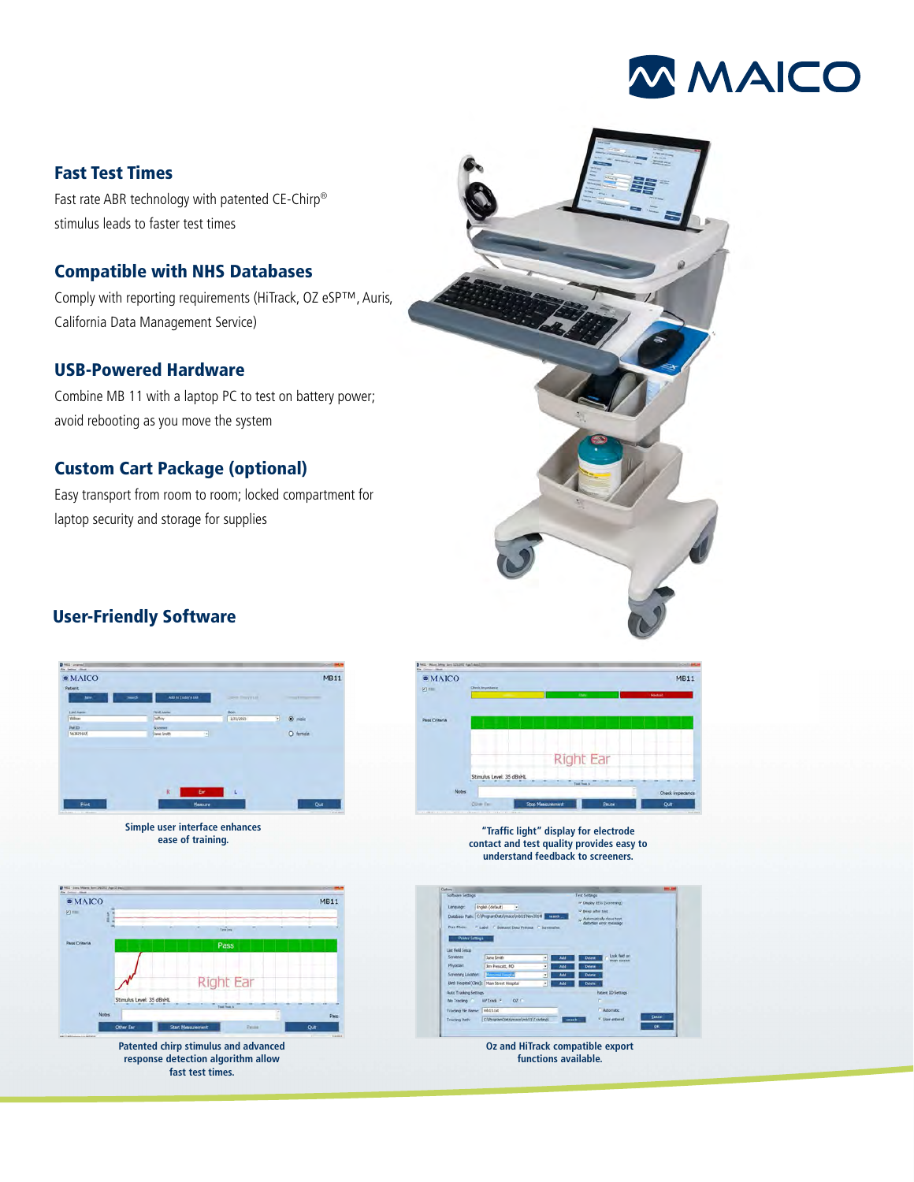## Fast Test Times

Fast rate ABR technology with patented CE-Chirp® stimulus leads to faster test times

## Compatible with NHS Databases

Comply with reporting requirements (HiTrack, OZ eSP™, Auris, California Data Management Service)

## USB-Powered Hardware

Combine MB 11 with a laptop PC to test on battery power; avoid rebooting as you move the system

## Custom Cart Package (optional)

Easy transport from room to room; locked compartment for laptop security and storage for supplies

## User-Friendly Software

**Simple user interface enhances ease of training.**

**"Traffic light" display for electrode contact and test quality provides easy to understand feedback to screeners.**

**Patented chirp stimulus and advanced response detection algorithm allow fast test times.**

**Oz and HiTrack compatible export functions available.**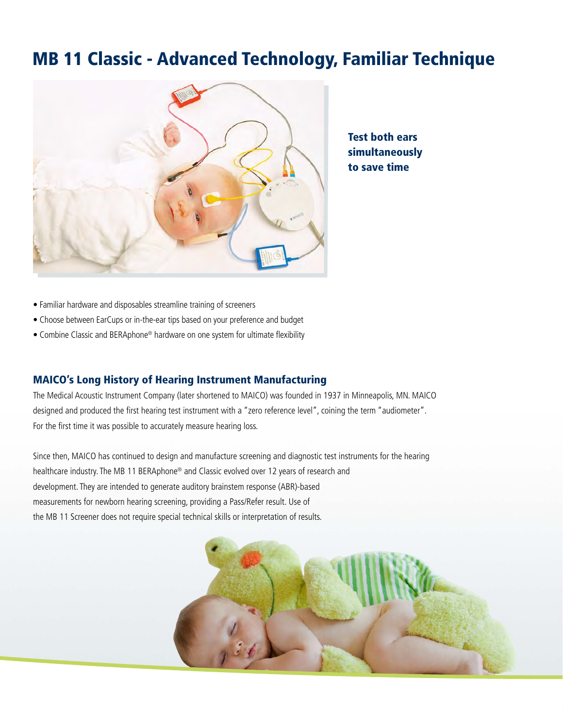# MB 11 Classic - Advanced Technology, Familiar Technique

**Test both ears simultaneously to save time**

- Familiar hardware and disposables streamline training of screeners
- Choose between EarCups or in-the-ear tips based on your preference and budget
- Combine Classic and BERAphone® hardware on one system for ultimate flexibility

## MAICO's Long History of Hearing Instrument Manufacturing

The Medical Acoustic Instrument Company (later shortened to MAICO) was founded in 1937 in Minneapolis, MN. MAICO designed and produced the first hearing test instrument with a "zero reference level", coining the term "audiometer". For the first time it was possible to accurately measure hearing loss.

Since then, MAICO has continued to design and manufacture screening and diagnostic test instruments for the hearing healthcare industry. The MB 11 BERAphone® and Classic evolved over 12 years of research and development. They are intended to generate auditory brainstem response (ABR)-based measurements for newborn hearing screening, providing a Pass/Refer result. Use of the MB 11 Screener does not require special technical skills or interpretation of results.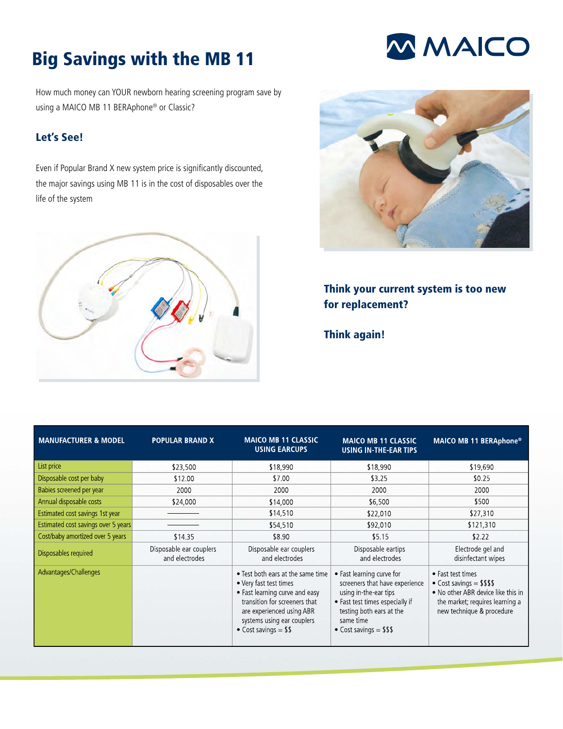# Big Savings with the MB 11

How much money can YOUR newborn hearing screening program save by using a MAICO MB 11 BERAphone® or Classic?

### Let's See!

Even if Popular Brand X new system price is significantly discounted, the major savings using MB 11 is in the cost of disposables over the life of the system

### Think your current system is too new for replacement?

### Think again!

| MANUFACTURER & MODEL | POPULAR BRAND X | MAICO MB 11 CLASSIC USING EARCUPS | MAICO MB 11 CLASSIC USING IN-THE-EAR TIPS | MAICO MB 11 BERAphone® |
|---|---|---|---|---|
| List price | $23,500 | $18,990 | $18,990 | $19,690 |
| Disposable cost per baby | $12.00 | $7.00 | $3.25 | $0.25 |
| Babies screened per year | 2000 | 2000 | 2000 | 2000 |
| Annual disposable costs | $24,000 | $14,000 | $6,500 | $500 |
| Estimated cost savings 1st year | ——— | $14,510 | $22,010 | $27,310 |
| Estimated cost savings over 5 years | ——— | $54,510 | $92,010 | $121,310 |
| Cost/baby amortized over 5 years | $14.35 | $8.90 | $5.15 | $2.22 |
| Disposables required | Disposable ear couplers and electrodes | Disposable ear couplers and electrodes | Disposable eartips and electrodes | Electrode gel and disinfectant wipes |
| Advantages/Challenges | | • Test both ears at the same time<br>• Very fast test times<br>• Fast learning curve and easy transition for screeners that are experienced using ABR systems using ear couplers<br>• Cost savings = $$ | • Fast learning curve for screeners that have experience using in-the-ear tips<br>• Fast test times especially if testing both ears at the same time<br>• Cost savings = $$$ | • Fast test times<br>• Cost savings = $$$$<br>• No other ABR device like this in the market; requires learning a new technique & procedure |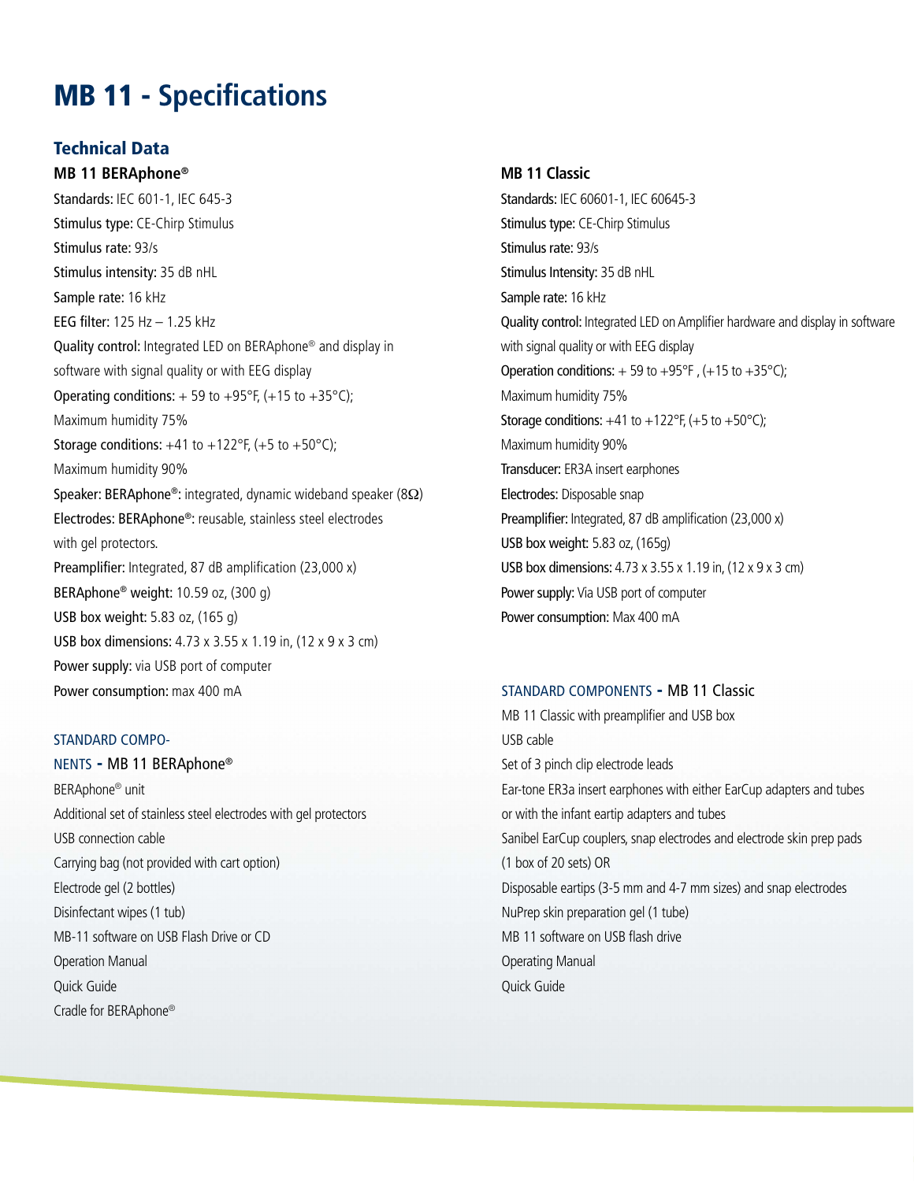# MB 11 - Specifications

## Technical Data

### MB 11 BERAphone®

**Standards:** IEC 601-1, IEC 645-3
**Stimulus type:** CE-Chirp Stimulus
**Stimulus rate:** 93/s
**Stimulus intensity:** 35 dB nHL
**Sample rate:** 16 kHz
**EEG filter:** 125 Hz – 1.25 kHz
**Quality control:** Integrated LED on BERAphone® and display in software with signal quality or with EEG display
**Operating conditions:** + 59 to +95°F, (+15 to +35°C); Maximum humidity 75%
**Storage conditions:** +41 to +122°F, (+5 to +50°C); Maximum humidity 90%
**Speaker: BERAphone®:** integrated, dynamic wideband speaker (8Ω)
**Electrodes: BERAphone®:** reusable, stainless steel electrodes with gel protectors.
**Preamplifier:** Integrated, 87 dB amplification (23,000 x)
**BERAphone® weight:** 10.59 oz, (300 g)
**USB box weight:** 5.83 oz, (165 g)
**USB box dimensions:** 4.73 x 3.55 x 1.19 in, (12 x 9 x 3 cm)
**Power supply:** via USB port of computer
**Power consumption:** max 400 mA

### STANDARD COMPONENTS - MB 11 BERAphone®

BERAphone® unit
Additional set of stainless steel electrodes with gel protectors
USB connection cable
Carrying bag (not provided with cart option)
Electrode gel (2 bottles)
Disinfectant wipes (1 tub)
MB-11 software on USB Flash Drive or CD
Operation Manual
Quick Guide
Cradle for BERAphone®

### MB 11 Classic

**Standards:** IEC 60601-1, IEC 60645-3
**Stimulus type:** CE-Chirp Stimulus
**Stimulus rate:** 93/s
**Stimulus Intensity:** 35 dB nHL
**Sample rate:** 16 kHz
**Quality control:** Integrated LED on Amplifier hardware and display in software with signal quality or with EEG display
**Operation conditions:** + 59 to +95°F , (+15 to +35°C); Maximum humidity 75%
**Storage conditions:** +41 to +122°F, (+5 to +50°C); Maximum humidity 90%
**Transducer:** ER3A insert earphones
**Electrodes:** Disposable snap
**Preamplifier:** Integrated, 87 dB amplification (23,000 x)
**USB box weight:** 5.83 oz, (165g)
**USB box dimensions:** 4.73 x 3.55 x 1.19 in, (12 x 9 x 3 cm)
**Power supply:** Via USB port of computer
**Power consumption:** Max 400 mA

### STANDARD COMPONENTS - MB 11 Classic

MB 11 Classic with preamplifier and USB box
USB cable
Set of 3 pinch clip electrode leads
Ear-tone ER3a insert earphones with either EarCup adapters and tubes or with the infant eartip adapters and tubes
Sanibel EarCup couplers, snap electrodes and electrode skin prep pads (1 box of 20 sets) OR
Disposable eartips (3-5 mm and 4-7 mm sizes) and snap electrodes
NuPrep skin preparation gel (1 tube)
MB 11 software on USB flash drive
Operating Manual
Quick Guide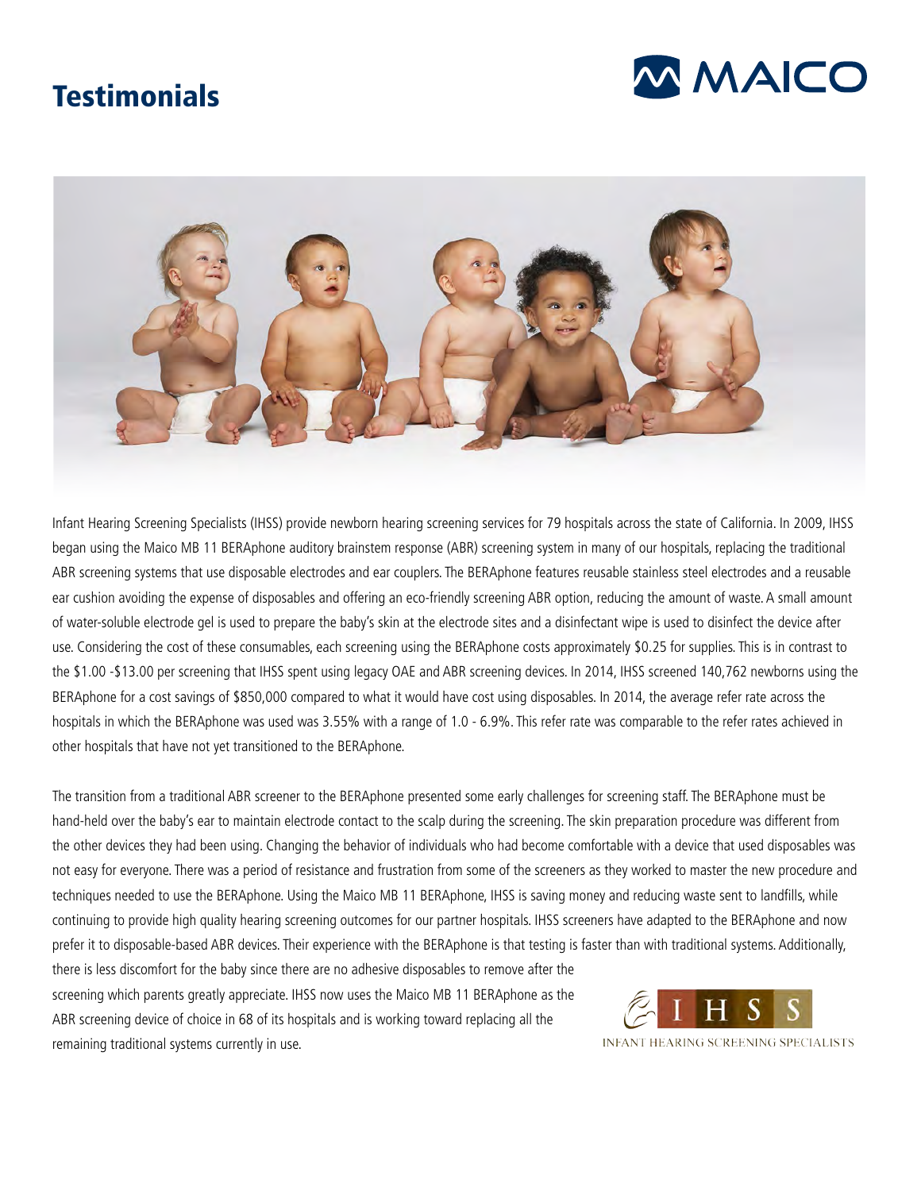# Testimonials

Infant Hearing Screening Specialists (IHSS) provide newborn hearing screening services for 79 hospitals across the state of California. In 2009, IHSS began using the Maico MB 11 BERAphone auditory brainstem response (ABR) screening system in many of our hospitals, replacing the traditional ABR screening systems that use disposable electrodes and ear couplers. The BERAphone features reusable stainless steel electrodes and a reusable ear cushion avoiding the expense of disposables and offering an eco-friendly screening ABR option, reducing the amount of waste. A small amount of water-soluble electrode gel is used to prepare the baby's skin at the electrode sites and a disinfectant wipe is used to disinfect the device after use. Considering the cost of these consumables, each screening using the BERAphone costs approximately $0.25 for supplies. This is in contrast to the $1.00 -$13.00 per screening that IHSS spent using legacy OAE and ABR screening devices. In 2014, IHSS screened 140,762 newborns using the BERAphone for a cost savings of $850,000 compared to what it would have cost using disposables. In 2014, the average refer rate across the hospitals in which the BERAphone was used was 3.55% with a range of 1.0 - 6.9%. This refer rate was comparable to the refer rates achieved in other hospitals that have not yet transitioned to the BERAphone.

The transition from a traditional ABR screener to the BERAphone presented some early challenges for screening staff. The BERAphone must be hand-held over the baby's ear to maintain electrode contact to the scalp during the screening. The skin preparation procedure was different from the other devices they had been using. Changing the behavior of individuals who had become comfortable with a device that used disposables was not easy for everyone. There was a period of resistance and frustration from some of the screeners as they worked to master the new procedure and techniques needed to use the BERAphone. Using the Maico MB 11 BERAphone, IHSS is saving money and reducing waste sent to landfills, while continuing to provide high quality hearing screening outcomes for our partner hospitals. IHSS screeners have adapted to the BERAphone and now prefer it to disposable-based ABR devices. Their experience with the BERAphone is that testing is faster than with traditional systems. Additionally, there is less discomfort for the baby since there are no adhesive disposables to remove after the screening which parents greatly appreciate. IHSS now uses the Maico MB 11 BERAphone as the ABR screening device of choice in 68 of its hospitals and is working toward replacing all the remaining traditional systems currently in use.

IHSS
INFANT HEARING SCREENING SPECIALISTS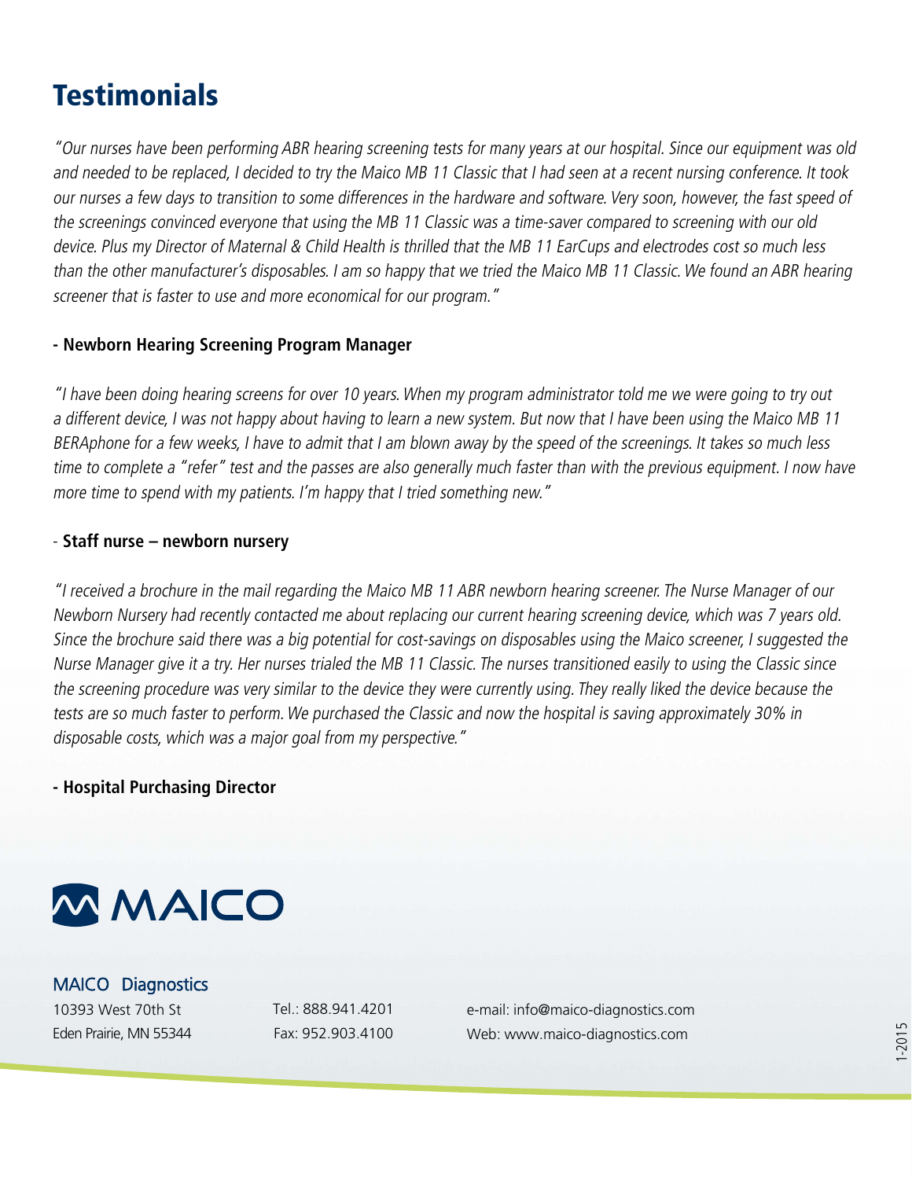# Testimonials

*"Our nurses have been performing ABR hearing screening tests for many years at our hospital. Since our equipment was old and needed to be replaced, I decided to try the Maico MB 11 Classic that I had seen at a recent nursing conference. It took our nurses a few days to transition to some differences in the hardware and software. Very soon, however, the fast speed of the screenings convinced everyone that using the MB 11 Classic was a time-saver compared to screening with our old device. Plus my Director of Maternal & Child Health is thrilled that the MB 11 EarCups and electrodes cost so much less than the other manufacturer's disposables. I am so happy that we tried the Maico MB 11 Classic. We found an ABR hearing screener that is faster to use and more economical for our program."*

**- Newborn Hearing Screening Program Manager**

*"I have been doing hearing screens for over 10 years. When my program administrator told me we were going to try out a different device, I was not happy about having to learn a new system. But now that I have been using the Maico MB 11 BERAphone for a few weeks, I have to admit that I am blown away by the speed of the screenings. It takes so much less time to complete a "refer" test and the passes are also generally much faster than with the previous equipment. I now have more time to spend with my patients. I'm happy that I tried something new."*

- **Staff nurse – newborn nursery**

*"I received a brochure in the mail regarding the Maico MB 11 ABR newborn hearing screener. The Nurse Manager of our Newborn Nursery had recently contacted me about replacing our current hearing screening device, which was 7 years old. Since the brochure said there was a big potential for cost-savings on disposables using the Maico screener, I suggested the Nurse Manager give it a try. Her nurses trialed the MB 11 Classic. The nurses transitioned easily to using the Classic since the screening procedure was very similar to the device they were currently using. They really liked the device because the tests are so much faster to perform. We purchased the Classic and now the hospital is saving approximately 30% in disposable costs, which was a major goal from my perspective."*

**- Hospital Purchasing Director**

MAICO

MAICO Diagnostics
10393 West 70th St
Eden Prairie, MN 55344

Tel.: 888.941.4201
Fax: 952.903.4100

e-mail: info@maico-diagnostics.com
Web: www.maico-diagnostics.com

1-2015